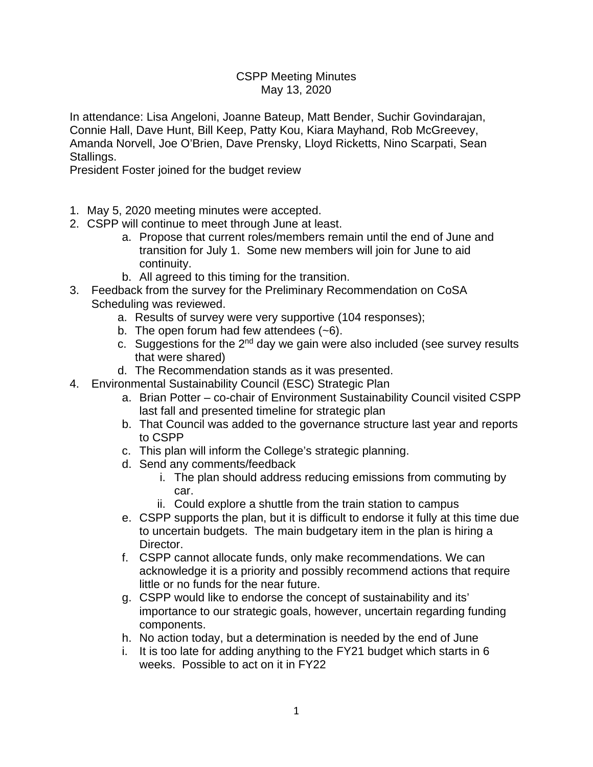# CSPP Meeting Minutes
May 13, 2020

In attendance: Lisa Angeloni, Joanne Bateup, Matt Bender, Suchir Govindarajan, Connie Hall, Dave Hunt, Bill Keep, Patty Kou, Kiara Mayhand, Rob McGreevey, Amanda Norvell, Joe O'Brien, Dave Prensky, Lloyd Ricketts, Nino Scarpati, Sean Stallings.
President Foster joined for the budget review

1. May 5, 2020 meeting minutes were accepted.
2. CSPP will continue to meet through June at least.
    a. Propose that current roles/members remain until the end of June and transition for July 1. Some new members will join for June to aid continuity.
    b. All agreed to this timing for the transition.
3. Feedback from the survey for the Preliminary Recommendation on CoSA Scheduling was reviewed.
    a. Results of survey were very supportive (104 responses);
    b. The open forum had few attendees (~6).
    c. Suggestions for the 2nd day we gain were also included (see survey results that were shared)
    d. The Recommendation stands as it was presented.
4. Environmental Sustainability Council (ESC) Strategic Plan
    a. Brian Potter – co-chair of Environment Sustainability Council visited CSPP last fall and presented timeline for strategic plan
    b. That Council was added to the governance structure last year and reports to CSPP
    c. This plan will inform the College's strategic planning.
    d. Send any comments/feedback
        i. The plan should address reducing emissions from commuting by car.
        ii. Could explore a shuttle from the train station to campus
    e. CSPP supports the plan, but it is difficult to endorse it fully at this time due to uncertain budgets. The main budgetary item in the plan is hiring a Director.
    f. CSPP cannot allocate funds, only make recommendations. We can acknowledge it is a priority and possibly recommend actions that require little or no funds for the near future.
    g. CSPP would like to endorse the concept of sustainability and its' importance to our strategic goals, however, uncertain regarding funding components.
    h. No action today, but a determination is needed by the end of June
    i. It is too late for adding anything to the FY21 budget which starts in 6 weeks. Possible to act on it in FY22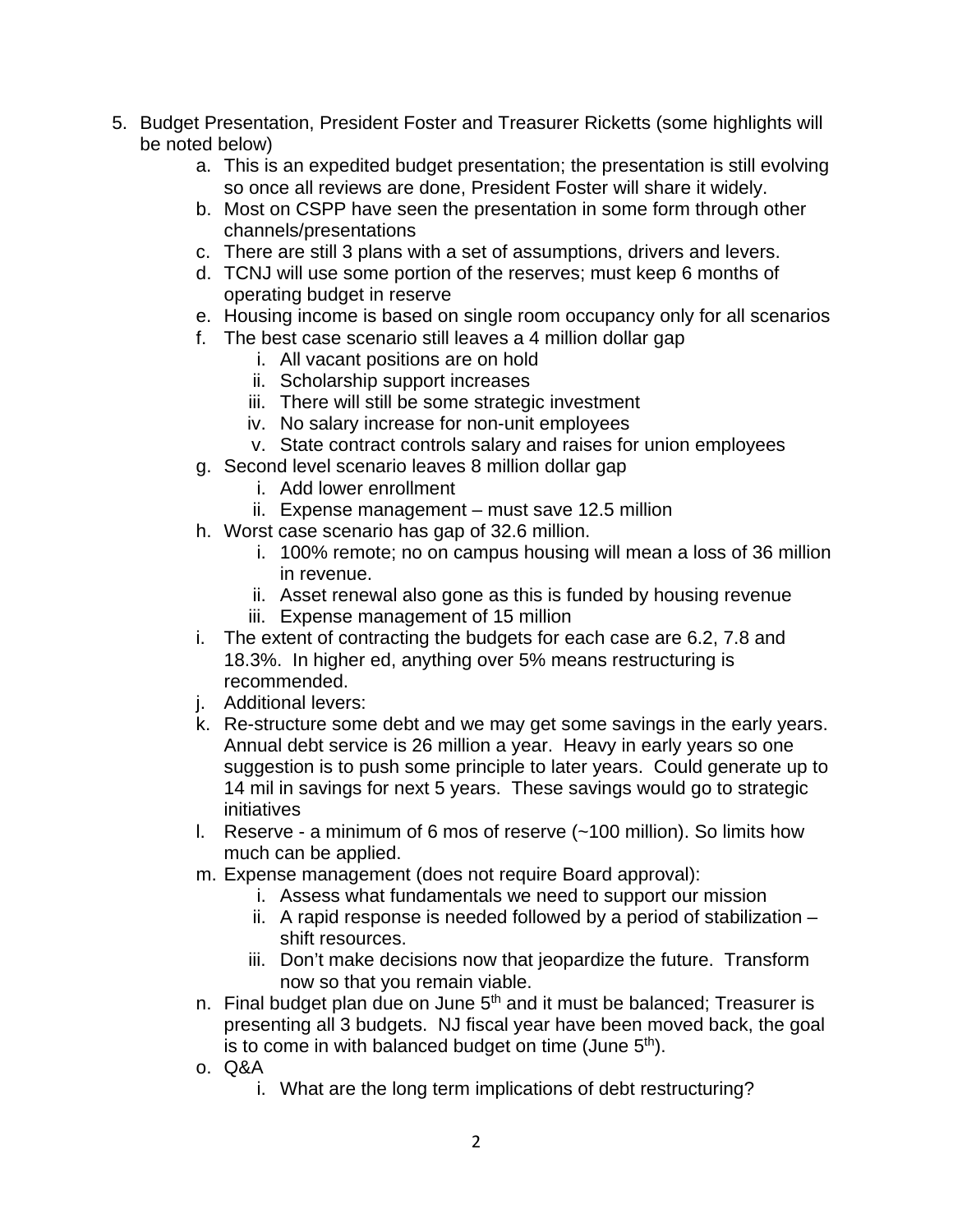5. Budget Presentation, President Foster and Treasurer Ricketts (some highlights will be noted below)
    a. This is an expedited budget presentation; the presentation is still evolving so once all reviews are done, President Foster will share it widely.
    b. Most on CSPP have seen the presentation in some form through other channels/presentations
    c. There are still 3 plans with a set of assumptions, drivers and levers.
    d. TCNJ will use some portion of the reserves; must keep 6 months of operating budget in reserve
    e. Housing income is based on single room occupancy only for all scenarios
    f. The best case scenario still leaves a 4 million dollar gap
        i. All vacant positions are on hold
        ii. Scholarship support increases
        iii. There will still be some strategic investment
        iv. No salary increase for non-unit employees
        v. State contract controls salary and raises for union employees
    g. Second level scenario leaves 8 million dollar gap
        i. Add lower enrollment
        ii. Expense management – must save 12.5 million
    h. Worst case scenario has gap of 32.6 million.
        i. 100% remote; no on campus housing will mean a loss of 36 million in revenue.
        ii. Asset renewal also gone as this is funded by housing revenue
        iii. Expense management of 15 million
    i. The extent of contracting the budgets for each case are 6.2, 7.8 and 18.3%. In higher ed, anything over 5% means restructuring is recommended.
    j. Additional levers:
    k. Re-structure some debt and we may get some savings in the early years. Annual debt service is 26 million a year. Heavy in early years so one suggestion is to push some principle to later years. Could generate up to 14 mil in savings for next 5 years. These savings would go to strategic initiatives
    l. Reserve - a minimum of 6 mos of reserve (~100 million). So limits how much can be applied.
    m. Expense management (does not require Board approval):
        i. Assess what fundamentals we need to support our mission
        ii. A rapid response is needed followed by a period of stabilization – shift resources.
        iii. Don't make decisions now that jeopardize the future. Transform now so that you remain viable.
    n. Final budget plan due on June 5th and it must be balanced; Treasurer is presenting all 3 budgets. NJ fiscal year have been moved back, the goal is to come in with balanced budget on time (June 5th).
    o. Q&A
        i. What are the long term implications of debt restructuring?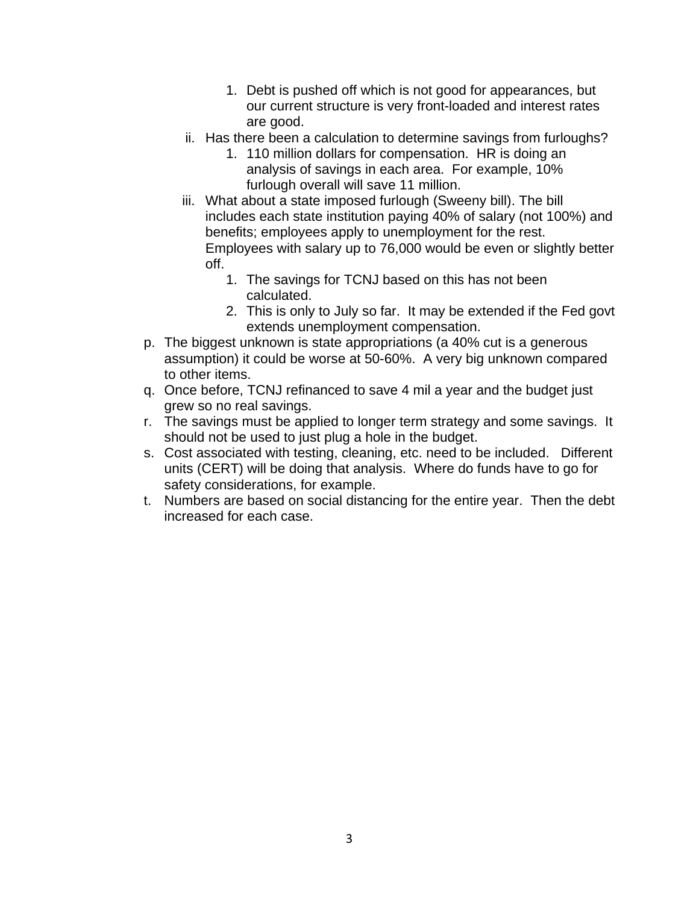1. Debt is pushed off which is not good for appearances, but our current structure is very front-loaded and interest rates are good.

   ii. Has there been a calculation to determine savings from furloughs?

         1. 110 million dollars for compensation. HR is doing an analysis of savings in each area. For example, 10% furlough overall will save 11 million.

   iii. What about a state imposed furlough (Sweeny bill). The bill includes each state institution paying 40% of salary (not 100%) and benefits; employees apply to unemployment for the rest. Employees with salary up to 76,000 would be even or slightly better off.

         1. The savings for TCNJ based on this has not been calculated.
         2. This is only to July so far. It may be extended if the Fed govt extends unemployment compensation.

p. The biggest unknown is state appropriations (a 40% cut is a generous assumption) it could be worse at 50-60%. A very big unknown compared to other items.

q. Once before, TCNJ refinanced to save 4 mil a year and the budget just grew so no real savings.

r. The savings must be applied to longer term strategy and some savings. It should not be used to just plug a hole in the budget.

s. Cost associated with testing, cleaning, etc. need to be included. Different units (CERT) will be doing that analysis. Where do funds have to go for safety considerations, for example.

t. Numbers are based on social distancing for the entire year. Then the debt increased for each case.